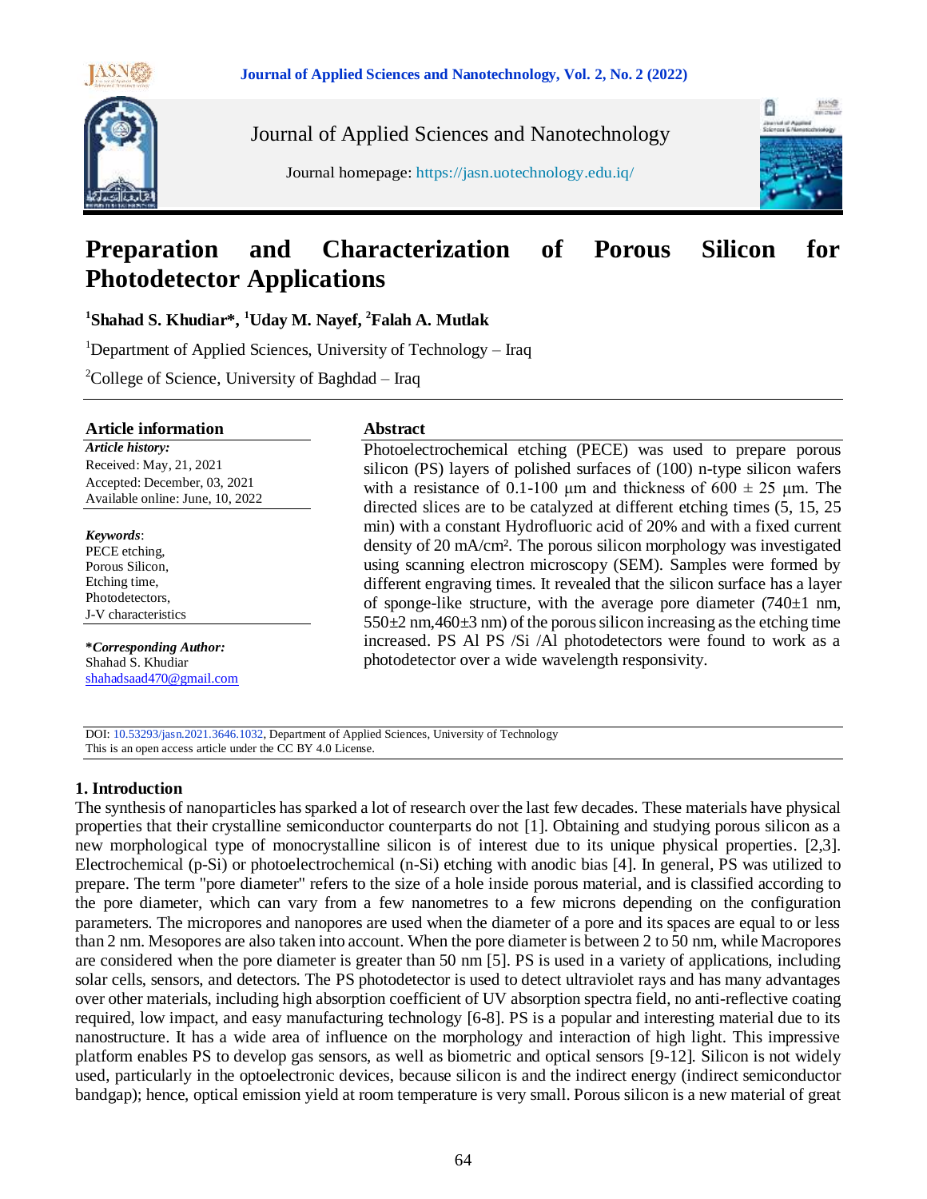# Preparation and Characterization of Porous Silicon for Photodetector Applications

[1]Shahad S. Khudiar*, [1]Uday M. Nayef, [2]Falah A. Mutlak

[1]Department of Applied Sciences, University of Technology – Iraq

[2]College of Science, University of Baghdad – Iraq

## Article information

***Article history:***

Received: May, 21, 2021

Accepted: December, 03, 2021

Available online: June, 10, 2022

***Keywords***:

PECE etching,
Porous Silicon,
Etching time,
Photodetectors,
J-V characteristics

***Corresponding Author:***

Shahad S. Khudiar

shahadsaad470@gmail.com

## Abstract

Photoelectrochemical etching (PECE) was used to prepare porous silicon (PS) layers of polished surfaces of (100) n-type silicon wafers with a resistance of 0.1-100 μm and thickness of 600 ± 25 μm. The directed slices are to be catalyzed at different etching times (5, 15, 25 min) with a constant Hydrofluoric acid of 20% and with a fixed current density of 20 mA/cm². The porous silicon morphology was investigated using scanning electron microscopy (SEM). Samples were formed by different engraving times. It revealed that the silicon surface has a layer of sponge-like structure, with the average pore diameter (740±1 nm, 550±2 nm,460±3 nm) of the porous silicon increasing as the etching time increased. PS Al PS /Si /Al photodetectors were found to work as a photodetector over a wide wavelength responsivity.

DOI: 10.53293/jasn.2021.3646.1032, Department of Applied Sciences, University of Technology

This is an open access article under the CC BY 4.0 License.

## 1. Introduction

The synthesis of nanoparticles has sparked a lot of research over the last few decades. These materials have physical properties that their crystalline semiconductor counterparts do not [1]. Obtaining and studying porous silicon as a new morphological type of monocrystalline silicon is of interest due to its unique physical properties. [2,3]. Electrochemical (p-Si) or photoelectrochemical (n-Si) etching with anodic bias [4]. In general, PS was utilized to prepare. The term "pore diameter" refers to the size of a hole inside porous material, and is classified according to the pore diameter, which can vary from a few nanometres to a few microns depending on the configuration parameters. The micropores and nanopores are used when the diameter of a pore and its spaces are equal to or less than 2 nm. Mesopores are also taken into account. When the pore diameter is between 2 to 50 nm, while Macropores are considered when the pore diameter is greater than 50 nm [5]. PS is used in a variety of applications, including solar cells, sensors, and detectors. The PS photodetector is used to detect ultraviolet rays and has many advantages over other materials, including high absorption coefficient of UV absorption spectra field, no anti-reflective coating required, low impact, and easy manufacturing technology [6-8]. PS is a popular and interesting material due to its nanostructure. It has a wide area of influence on the morphology and interaction of high light. This impressive platform enables PS to develop gas sensors, as well as biometric and optical sensors [9-12]. Silicon is not widely used, particularly in the optoelectronic devices, because silicon is and the indirect energy (indirect semiconductor bandgap); hence, optical emission yield at room temperature is very small. Porous silicon is a new material of great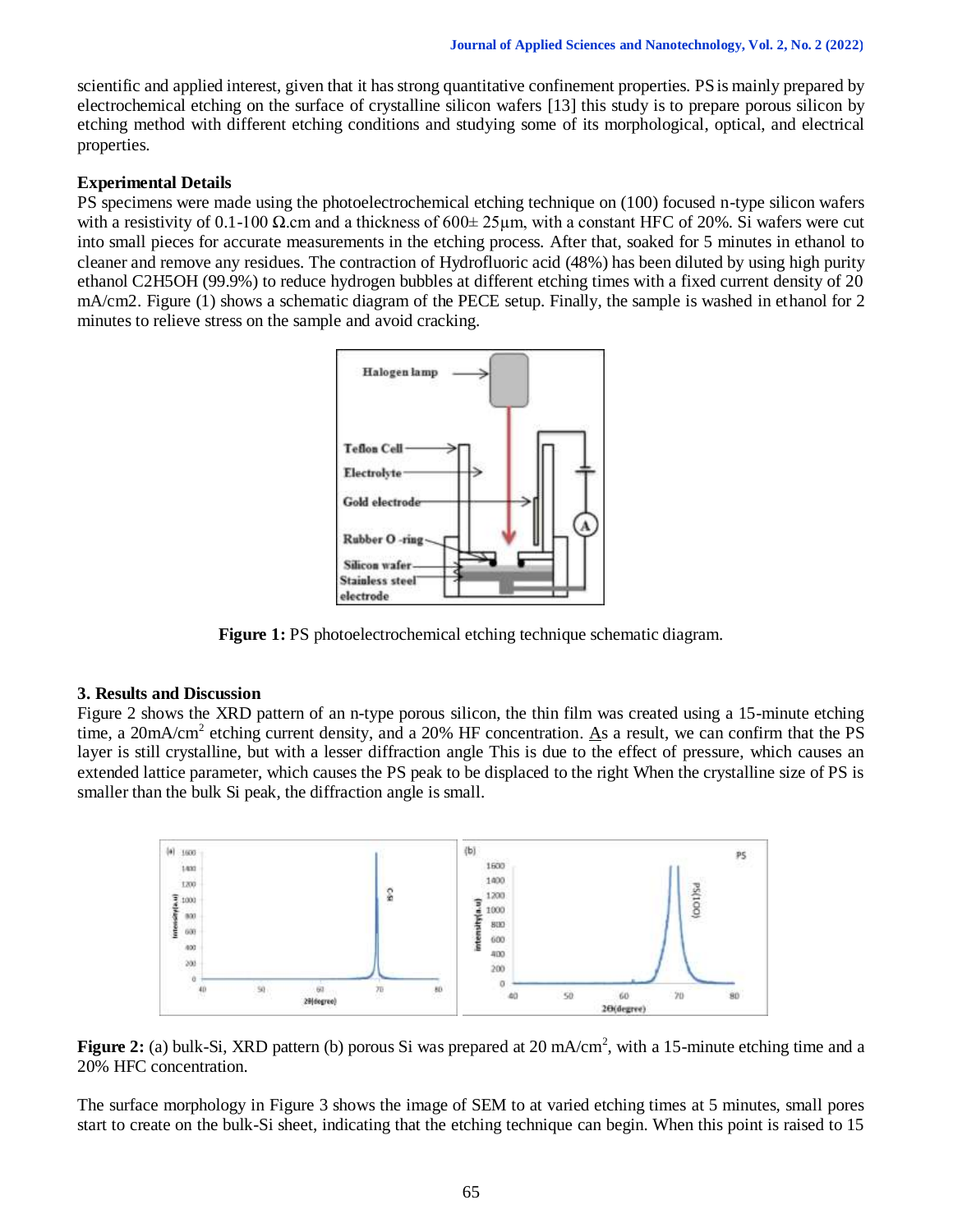scientific and applied interest, given that it has strong quantitative confinement properties. PS is mainly prepared by electrochemical etching on the surface of crystalline silicon wafers [13] this study is to prepare porous silicon by etching method with different etching conditions and studying some of its morphological, optical, and electrical properties.

**Experimental Details**

PS specimens were made using the photoelectrochemical etching technique on (100) focused n-type silicon wafers with a resistivity of 0.1-100 Ω.cm and a thickness of 600± 25μm, with a constant HFC of 20%. Si wafers were cut into small pieces for accurate measurements in the etching process. After that, soaked for 5 minutes in ethanol to cleaner and remove any residues. The contraction of Hydrofluoric acid (48%) has been diluted by using high purity ethanol $C_2H_5OH$ (99.9%) to reduce hydrogen bubbles at different etching times with a fixed current density of 20 mA/cm2. Figure (1) shows a schematic diagram of the PECE setup. Finally, the sample is washed in ethanol for 2 minutes to relieve stress on the sample and avoid cracking.

Halogen lamp
Teflon Cell
Electrolyte
Gold electrode
Rubber O -ring
Silicon wafer
Stainless steel electrode
A

**Figure 1:** PS photoelectrochemical etching technique schematic diagram.

## 3. Results and Discussion

Figure 2 shows the XRD pattern of an n-type porous silicon, the thin film was created using a 15-minute etching time, a 20mA/cm$^2$ etching current density, and a 20% HF concentration. As a result, we can confirm that the PS layer is still crystalline, but with a lesser diffraction angle This is due to the effect of pressure, which causes an extended lattice parameter, which causes the PS peak to be displaced to the right When the crystalline size of PS is smaller than the bulk Si peak, the diffraction angle is small.

(a)
1600
1400
1200
1000
800
600
400
200
0
Intensity(a.u)
40 50 60 70 80
2θ(degree)
c-Si

(b)
PS
1600
1400
1200
1000
800
600
400
200
0
Intensity(a.u)
40 50 60 70 80
2Θ(degree)
PS(100)

**Figure 2:** (a) bulk-Si, XRD pattern (b) porous Si was prepared at 20 mA/cm$^2$, with a 15-minute etching time and a 20% HFC concentration.

The surface morphology in Figure 3 shows the image of SEM to at varied etching times at 5 minutes, small pores start to create on the bulk-Si sheet, indicating that the etching technique can begin. When this point is raised to 15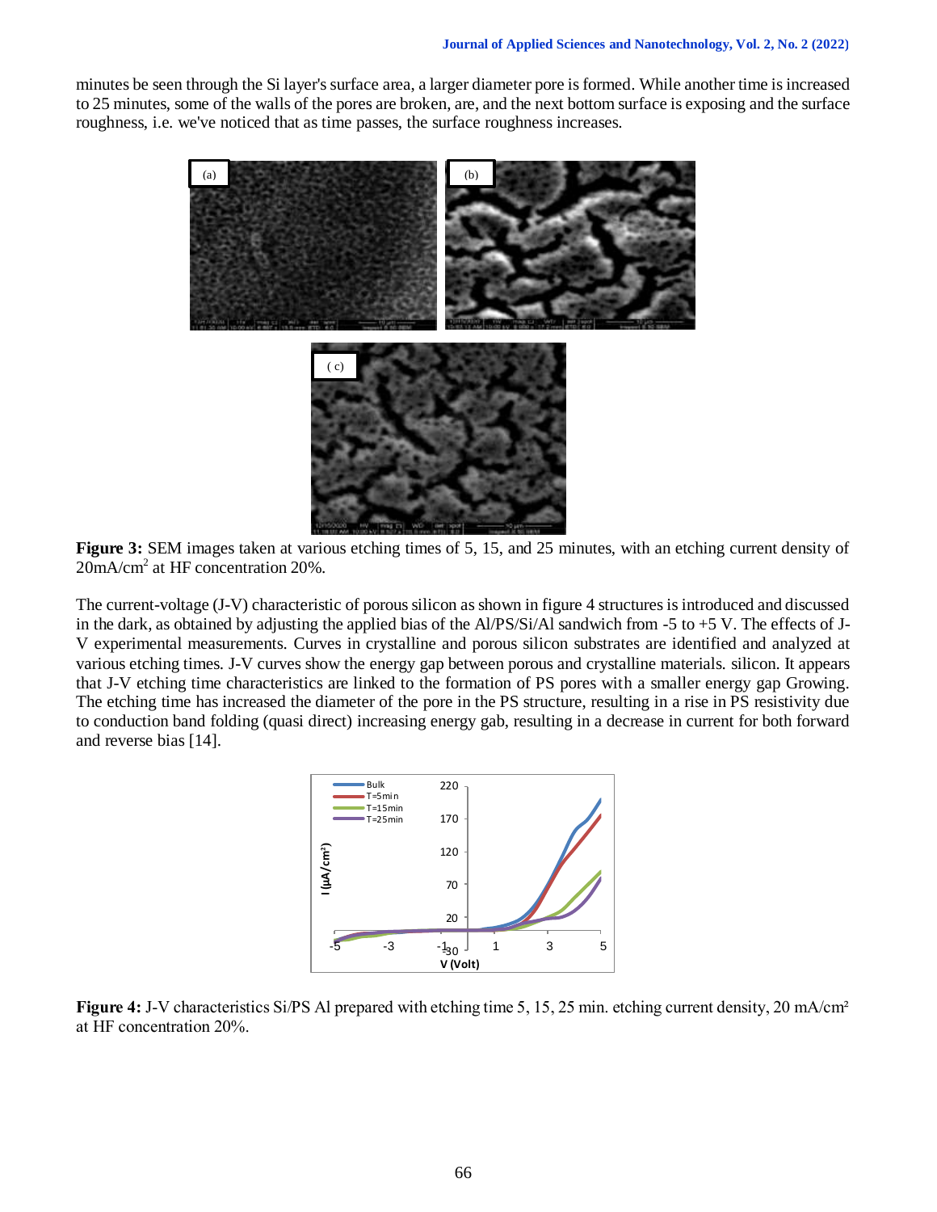minutes be seen through the Si layer's surface area, a larger diameter pore is formed. While another time is increased to 25 minutes, some of the walls of the pores are broken, are, and the next bottom surface is exposing and the surface roughness, i.e. we've noticed that as time passes, the surface roughness increases.

(a)

(b)

( c)

**Figure 3:** SEM images taken at various etching times of 5, 15, and 25 minutes, with an etching current density of 20mA/cm$^2$ at HF concentration 20%.

The current-voltage (J-V) characteristic of porous silicon as shown in figure 4 structures is introduced and discussed in the dark, as obtained by adjusting the applied bias of the Al/PS/Si/Al sandwich from -5 to +5 V. The effects of J-V experimental measurements. Curves in crystalline and porous silicon substrates are identified and analyzed at various etching times. J-V curves show the energy gap between porous and crystalline materials. silicon. It appears that J-V etching time characteristics are linked to the formation of PS pores with a smaller energy gap Growing. The etching time has increased the diameter of the pore in the PS structure, resulting in a rise in PS resistivity due to conduction band folding (quasi direct) increasing energy gab, resulting in a decrease in current for both forward and reverse bias [14].

Bulk
T=5min
T=15min
T=25min

I (µA/cm²)

220
170
120
70
20
-30

-5
-3
-1
1
3
5

V (Volt)

**Figure 4:** J-V characteristics Si/PS Al prepared with etching time 5, 15, 25 min. etching current density, 20 mA/cm² at HF concentration 20%.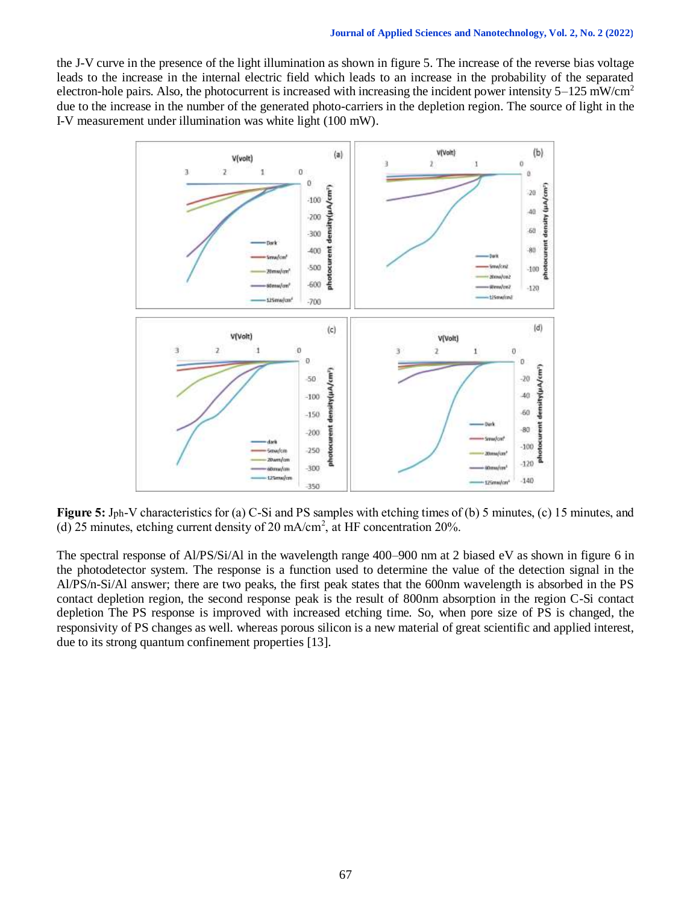the J-V curve in the presence of the light illumination as shown in figure 5. The increase of the reverse bias voltage leads to the increase in the internal electric field which leads to an increase in the probability of the separated electron-hole pairs. Also, the photocurrent is increased with increasing the incident power intensity 5–125 mW/cm$^2$ due to the increase in the number of the generated photo-carriers in the depletion region. The source of light in the I-V measurement under illumination was white light (100 mW).

(a)
V(volt)
3 2 1 0
0 -100 -200 -300 -400 -500 -600 -700
photocurent density(μA/cm²)
Dark
5mw/cm²
20mw/cm²
60mw/cm²
125mw/cm²

(b)
V(Volt)
3 2 1 0
0 -20 -40 -60 -80 -100 -120
photocurrent density (μA/cm²)
Dark
5mw/cm2
20mw/cm2
60mw/cm2
125mw/cm2

(c)
V(Volt)
3 2 1 0
0 -50 -100 -150 -200 -250 -300 -350
photocurent density(μA/cm²)
dark
5mw/cm
20mw/cm
60mw/cm
125mw/cm

(d)
V(Volt)
3 2 1 0
0 -20 -40 -60 -80 -100 -120 -140
photocurrent density(μA/cm²)
Dark
5mw/cm²
20mw/cm²
60mw/cm²
125mw/cm²

**Figure 5:** Jph-V characteristics for (a) C-Si and PS samples with etching times of (b) 5 minutes, (c) 15 minutes, and (d) 25 minutes, etching current density of 20 mA/cm$^2$, at HF concentration 20%.

The spectral response of Al/PS/Si/Al in the wavelength range 400–900 nm at 2 biased eV as shown in figure 6 in the photodetector system. The response is a function used to determine the value of the detection signal in the Al/PS/n-Si/Al answer; there are two peaks, the first peak states that the 600nm wavelength is absorbed in the PS contact depletion region, the second response peak is the result of 800nm absorption in the region C-Si contact depletion The PS response is improved with increased etching time. So, when pore size of PS is changed, the responsivity of PS changes as well. whereas porous silicon is a new material of great scientific and applied interest, due to its strong quantum confinement properties [13].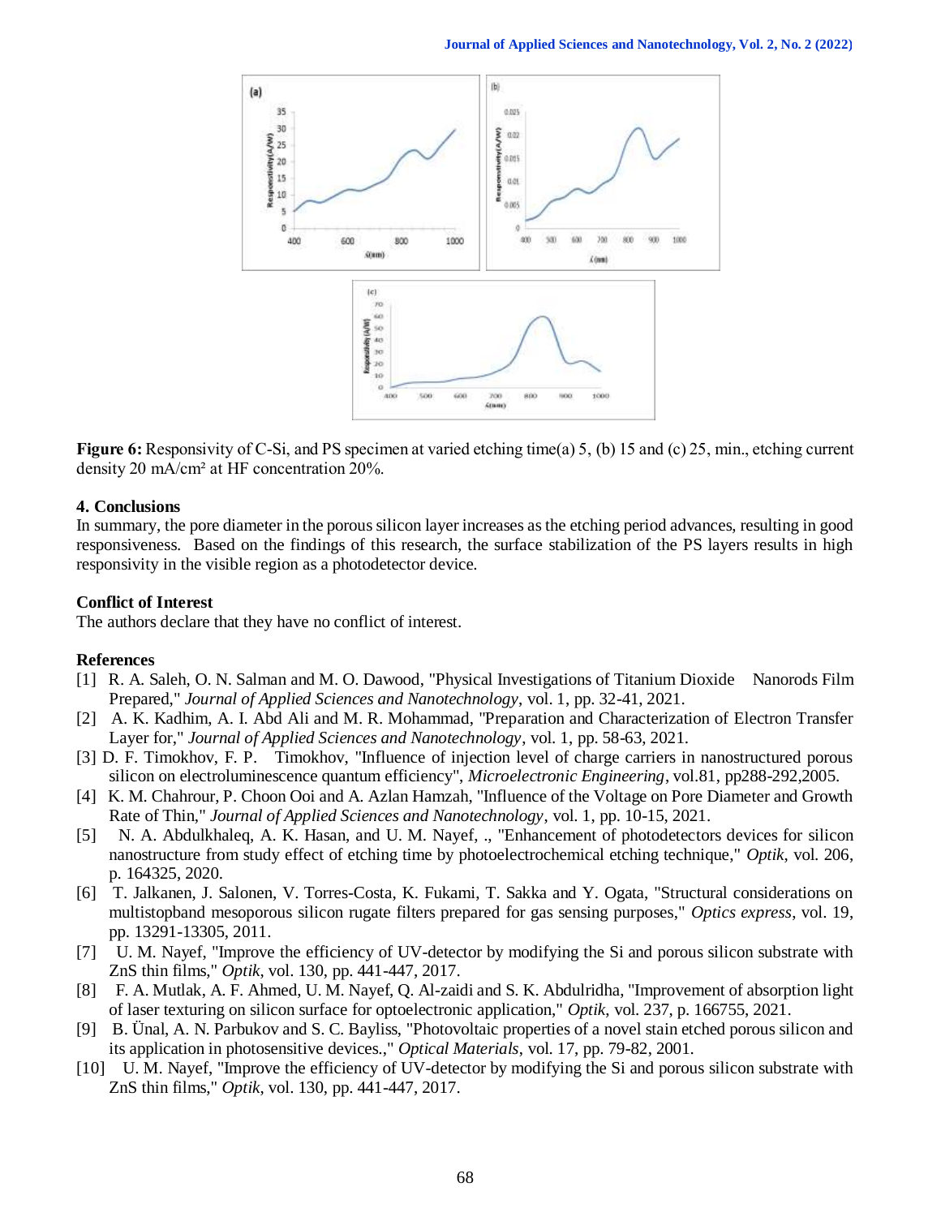(a)

35
30
25
20
15
10
5
0

Responsivity(A/W)

400 600 800 1000

λ(nm)

(b)

0.025
0.02
0.015
0.01
0.005
0

Responsivity(A/W)

400 500 600 700 800 900 1000

λ(nm)

(c)

70
60
50
40
30
20
10
0

Responsivity (A/W)

400 500 600 700 800 900 1000

λ(nm)

**Figure 6:** Responsivity of C-Si, and PS specimen at varied etching time(a) 5, (b) 15 and (c) 25, min., etching current density 20 mA/cm² at HF concentration 20%.

## 4. Conclusions

In summary, the pore diameter in the porous silicon layer increases as the etching period advances, resulting in good responsiveness. Based on the findings of this research, the surface stabilization of the PS layers results in high responsivity in the visible region as a photodetector device.

## Conflict of Interest

The authors declare that they have no conflict of interest.

## References

[1] R. A. Saleh, O. N. Salman and M. O. Dawood, "Physical Investigations of Titanium Dioxide Nanorods Film Prepared," *Journal of Applied Sciences and Nanotechnology*, vol. 1, pp. 32-41, 2021.

[2] A. K. Kadhim, A. I. Abd Ali and M. R. Mohammad, "Preparation and Characterization of Electron Transfer Layer for," *Journal of Applied Sciences and Nanotechnology*, vol. 1, pp. 58-63, 2021.

[3] D. F. Timokhov, F. P. Timokhov, "Influence of injection level of charge carriers in nanostructured porous silicon on electroluminescence quantum efficiency", *Microelectronic Engineering*, vol.81, pp288-292,2005.

[4] K. M. Chahrour, P. Choon Ooi and A. Azlan Hamzah, "Influence of the Voltage on Pore Diameter and Growth Rate of Thin," *Journal of Applied Sciences and Nanotechnology*, vol. 1, pp. 10-15, 2021.

[5] N. A. Abdulkhaleq, A. K. Hasan, and U. M. Nayef, ., "Enhancement of photodetectors devices for silicon nanostructure from study effect of etching time by photoelectrochemical etching technique," *Optik*, vol. 206, p. 164325, 2020.

[6] T. Jalkanen, J. Salonen, V. Torres-Costa, K. Fukami, T. Sakka and Y. Ogata, "Structural considerations on multistopband mesoporous silicon rugate filters prepared for gas sensing purposes," *Optics express*, vol. 19, pp. 13291-13305, 2011.

[7] U. M. Nayef, "Improve the efficiency of UV-detector by modifying the Si and porous silicon substrate with ZnS thin films," *Optik*, vol. 130, pp. 441-447, 2017.

[8] F. A. Mutlak, A. F. Ahmed, U. M. Nayef, Q. Al-zaidi and S. K. Abdulridha, "Improvement of absorption light of laser texturing on silicon surface for optoelectronic application," *Optik*, vol. 237, p. 166755, 2021.

[9] B. Ünal, A. N. Parbukov and S. C. Bayliss, "Photovoltaic properties of a novel stain etched porous silicon and its application in photosensitive devices.," *Optical Materials*, vol. 17, pp. 79-82, 2001.

[10] U. M. Nayef, "Improve the efficiency of UV-detector by modifying the Si and porous silicon substrate with ZnS thin films," *Optik*, vol. 130, pp. 441-447, 2017.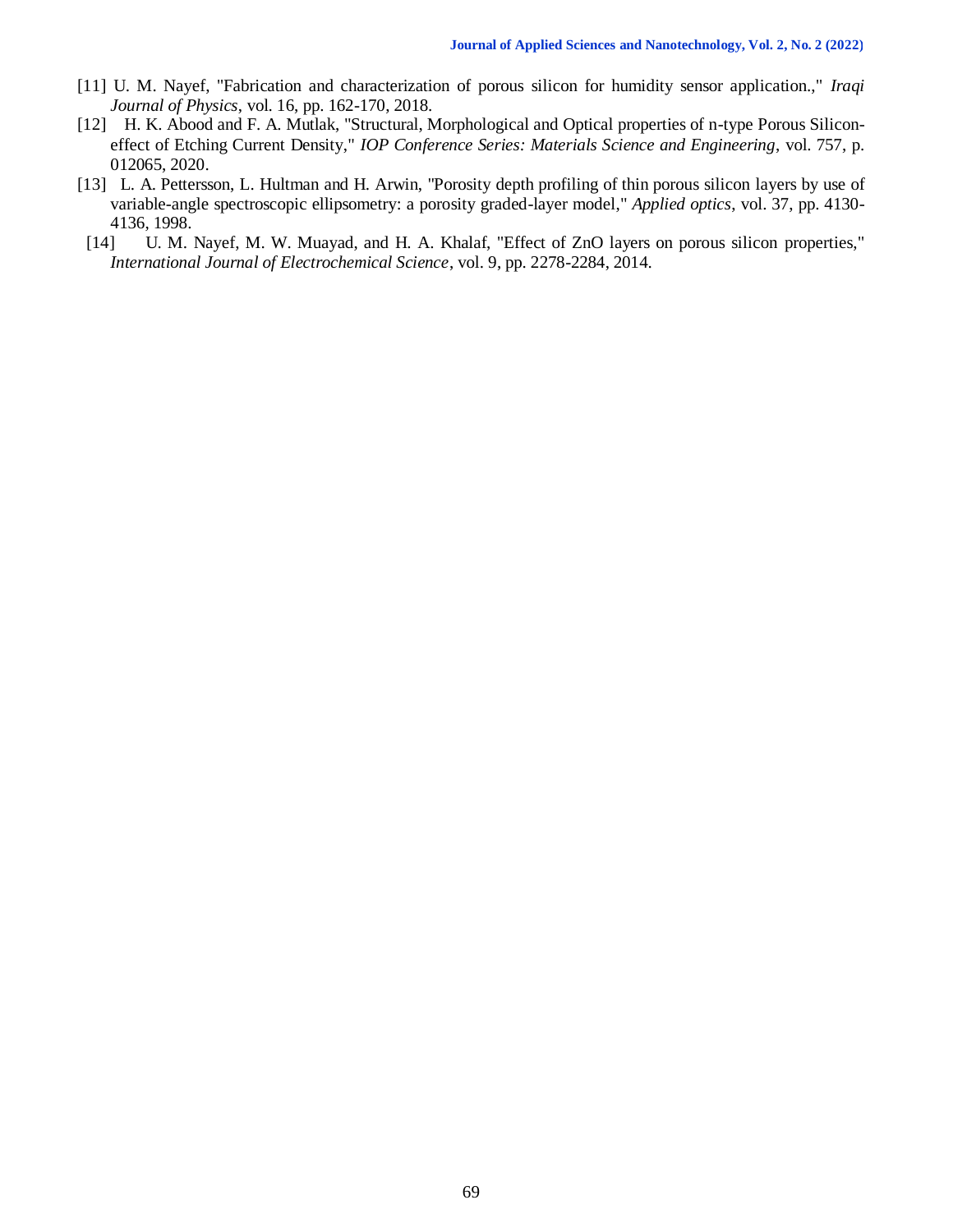[11] U. M. Nayef, "Fabrication and characterization of porous silicon for humidity sensor application.," *Iraqi Journal of Physics*, vol. 16, pp. 162-170, 2018.

[12] H. K. Abood and F. A. Mutlak, "Structural, Morphological and Optical properties of n-type Porous Silicon-effect of Etching Current Density," *IOP Conference Series: Materials Science and Engineering*, vol. 757, p. 012065, 2020.

[13] L. A. Pettersson, L. Hultman and H. Arwin, "Porosity depth profiling of thin porous silicon layers by use of variable-angle spectroscopic ellipsometry: a porosity graded-layer model," *Applied optics*, vol. 37, pp. 4130-4136, 1998.

[14] U. M. Nayef, M. W. Muayad, and H. A. Khalaf, "Effect of ZnO layers on porous silicon properties," *International Journal of Electrochemical Science*, vol. 9, pp. 2278-2284, 2014.